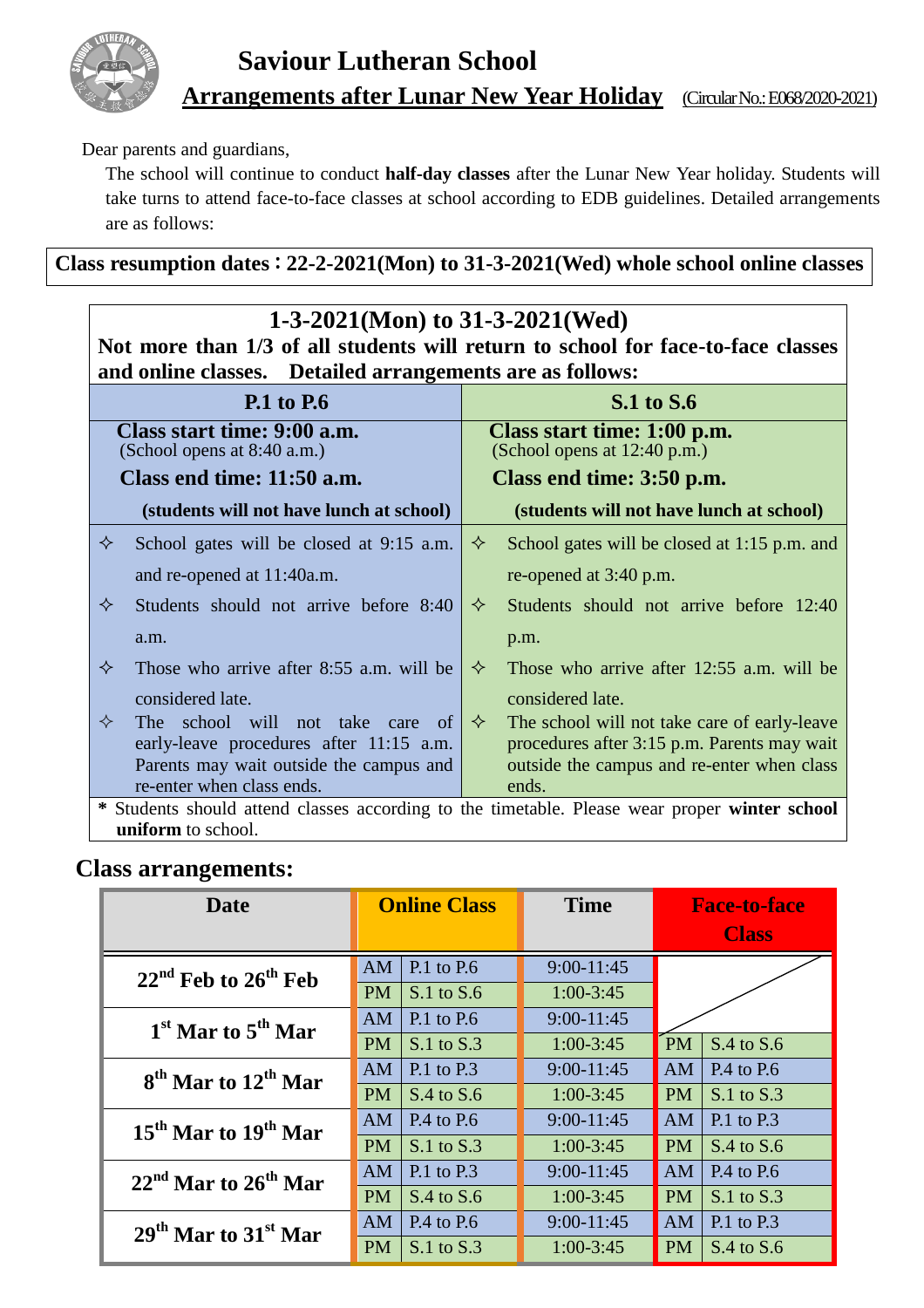# Saviour Lutheran School

## Arrangements after Lunar New Year Holiday

(Circular No.: E068/2020-2021)

Dear parents and guardians,

The school will continue to conduct **half-day classes** after the Lunar New Year holiday. Students will take turns to attend face-to-face classes at school according to EDB guidelines. Detailed arrangements are as follows:

**Class resumption dates：22-2-2021(Mon) to 31-3-2021(Wed) whole school online classes**

**1-3-2021(Mon) to 31-3-2021(Wed)**

**Not more than 1/3 of all students will return to school for face-to-face classes and online classes. Detailed arrangements are as follows:**

| P.1 to P.6 | S.1 to S.6 |
|---|---|
| **Class start time: 9:00 a.m.** (School opens at 8:40 a.m.) **Class end time: 11:50 a.m.** **(students will not have lunch at school)** | **Class start time: 1:00 p.m.** (School opens at 12:40 p.m.) **Class end time: 3:50 p.m.** **(students will not have lunch at school)** |
| ✧ School gates will be closed at 9:15 a.m. and re-opened at 11:40a.m.<br>✧ Students should not arrive before 8:40 a.m.<br>✧ Those who arrive after 8:55 a.m. will be considered late.<br>✧ The school will not take care of early-leave procedures after 11:15 a.m. Parents may wait outside the campus and re-enter when class ends. | ✧ School gates will be closed at 1:15 p.m. and re-opened at 3:40 p.m.<br>✧ Students should not arrive before 12:40 p.m.<br>✧ Those who arrive after 12:55 a.m. will be considered late.<br>✧ The school will not take care of early-leave procedures after 3:15 p.m. Parents may wait outside the campus and re-enter when class ends. |

\* Students should attend classes according to the timetable. Please wear proper **winter school uniform** to school.

## Class arrangements:

| Date | Online Class | | Time | Face-to-face Class | |
|---|---|---|---|---|---|
| 22nd Feb to 26th Feb | AM | P.1 to P.6 | 9:00-11:45 | | |
| | PM | S.1 to S.6 | 1:00-3:45 | | |
| 1st Mar to 5th Mar | AM | P.1 to P.6 | 9:00-11:45 | | |
| | PM | S.1 to S.3 | 1:00-3:45 | PM | S.4 to S.6 |
| 8th Mar to 12th Mar | AM | P.1 to P.3 | 9:00-11:45 | AM | P.4 to P.6 |
| | PM | S.4 to S.6 | 1:00-3:45 | PM | S.1 to S.3 |
| 15th Mar to 19th Mar | AM | P.4 to P.6 | 9:00-11:45 | AM | P.1 to P.3 |
| | PM | S.1 to S.3 | 1:00-3:45 | PM | S.4 to S.6 |
| 22nd Mar to 26th Mar | AM | P.1 to P.3 | 9:00-11:45 | AM | P.4 to P.6 |
| | PM | S.4 to S.6 | 1:00-3:45 | PM | S.1 to S.3 |
| 29th Mar to 31st Mar | AM | P.4 to P.6 | 9:00-11:45 | AM | P.1 to P.3 |
| | PM | S.1 to S.3 | 1:00-3:45 | PM | S.4 to S.6 |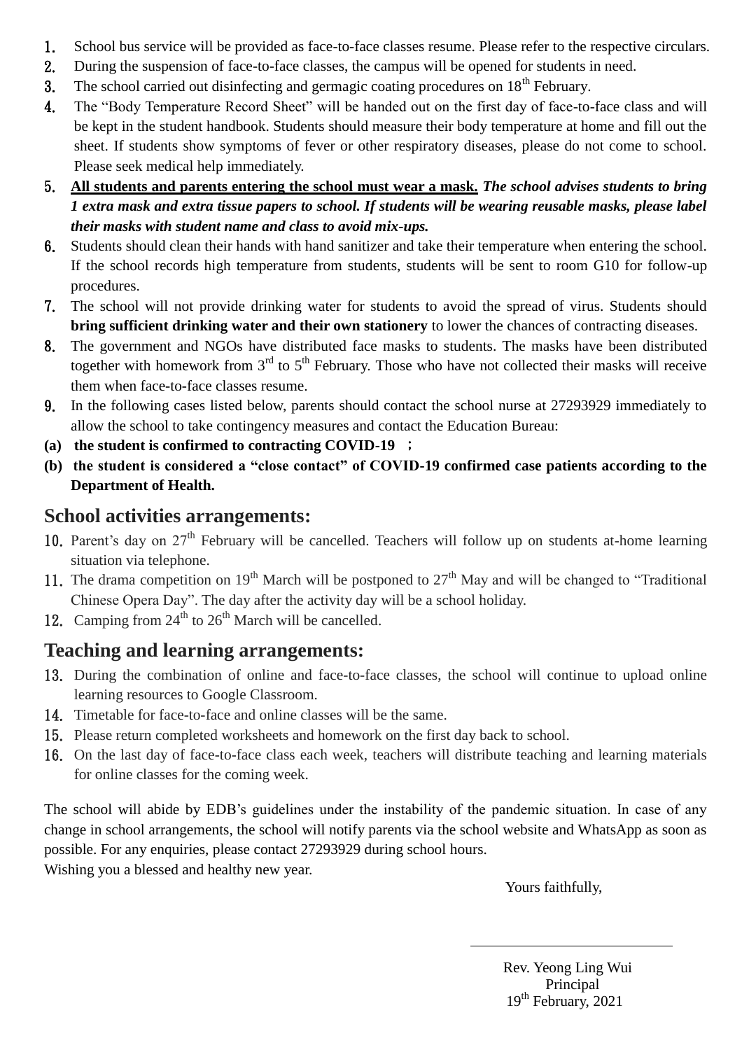1. School bus service will be provided as face-to-face classes resume. Please refer to the respective circulars.
2. During the suspension of face-to-face classes, the campus will be opened for students in need.
3. The school carried out disinfecting and germagic coating procedures on 18th February.
4. The "Body Temperature Record Sheet" will be handed out on the first day of face-to-face class and will be kept in the student handbook. Students should measure their body temperature at home and fill out the sheet. If students show symptoms of fever or other respiratory diseases, please do not come to school. Please seek medical help immediately.
5. **<u>All students and parents entering the school must wear a mask.</u>** ***The school advises students to bring 1 extra mask and extra tissue papers to school. If students will be wearing reusable masks, please label their masks with student name and class to avoid mix-ups.***
6. Students should clean their hands with hand sanitizer and take their temperature when entering the school. If the school records high temperature from students, students will be sent to room G10 for follow-up procedures.
7. The school will not provide drinking water for students to avoid the spread of virus. Students should **bring sufficient drinking water and their own stationery** to lower the chances of contracting diseases.
8. The government and NGOs have distributed face masks to students. The masks have been distributed together with homework from 3rd to 5th February. Those who have not collected their masks will receive them when face-to-face classes resume.
9. In the following cases listed below, parents should contact the school nurse at 27293929 immediately to allow the school to take contingency measures and contact the Education Bureau:

**(a) the student is confirmed to contracting COVID-19 ；**

**(b) the student is considered a "close contact" of COVID-19 confirmed case patients according to the Department of Health.**

## School activities arrangements:

10. Parent's day on 27th February will be cancelled. Teachers will follow up on students at-home learning situation via telephone.
11. The drama competition on 19th March will be postponed to 27th May and will be changed to "Traditional Chinese Opera Day". The day after the activity day will be a school holiday.
12. Camping from 24th to 26th March will be cancelled.

## Teaching and learning arrangements:

13. During the combination of online and face-to-face classes, the school will continue to upload online learning resources to Google Classroom.
14. Timetable for face-to-face and online classes will be the same.
15. Please return completed worksheets and homework on the first day back to school.
16. On the last day of face-to-face class each week, teachers will distribute teaching and learning materials for online classes for the coming week.

The school will abide by EDB's guidelines under the instability of the pandemic situation. In case of any change in school arrangements, the school will notify parents via the school website and WhatsApp as soon as possible. For any enquiries, please contact 27293929 during school hours.
Wishing you a blessed and healthy new year.

Yours faithfully,

Rev. Yeong Ling Wui
Principal
19th February, 2021